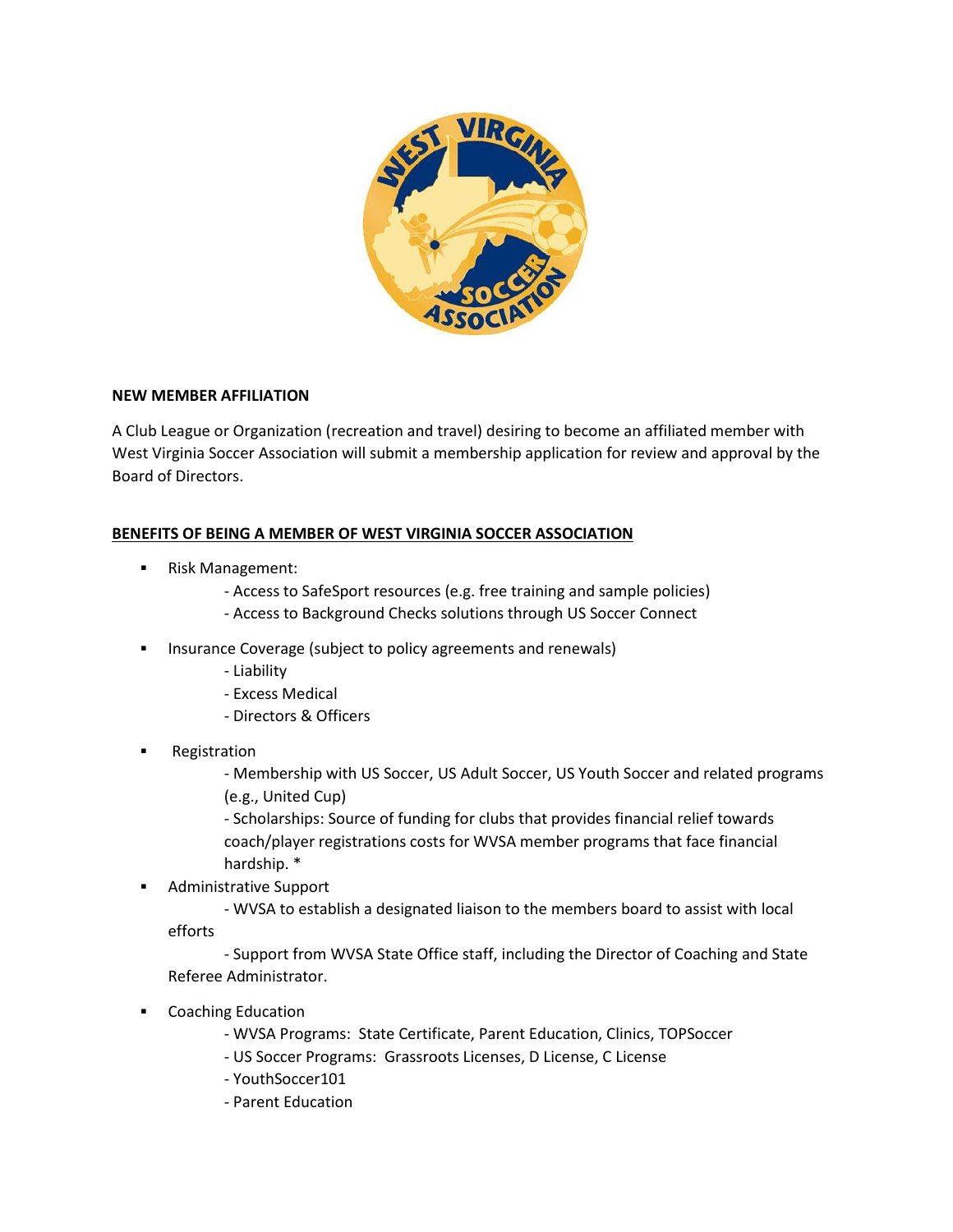**NEW MEMBER AFFILIATION**

A Club League or Organization (recreation and travel) desiring to become an affiliated member with West Virginia Soccer Association will submit a membership application for review and approval by the Board of Directors.

**BENEFITS OF BEING A MEMBER OF WEST VIRGINIA SOCCER ASSOCIATION**

- Risk Management:
  - Access to SafeSport resources (e.g. free training and sample policies)
  - Access to Background Checks solutions through US Soccer Connect
- Insurance Coverage (subject to policy agreements and renewals)
  - Liability
  - Excess Medical
  - Directors & Officers
- Registration
  - Membership with US Soccer, US Adult Soccer, US Youth Soccer and related programs (e.g., United Cup)
  - Scholarships: Source of funding for clubs that provides financial relief towards coach/player registrations costs for WVSA member programs that face financial hardship. *
- Administrative Support
  - WVSA to establish a designated liaison to the members board to assist with local efforts
  - Support from WVSA State Office staff, including the Director of Coaching and State Referee Administrator.
- Coaching Education
  - WVSA Programs: State Certificate, Parent Education, Clinics, TOPSoccer
  - US Soccer Programs: Grassroots Licenses, D License, C License
  - YouthSoccer101
  - Parent Education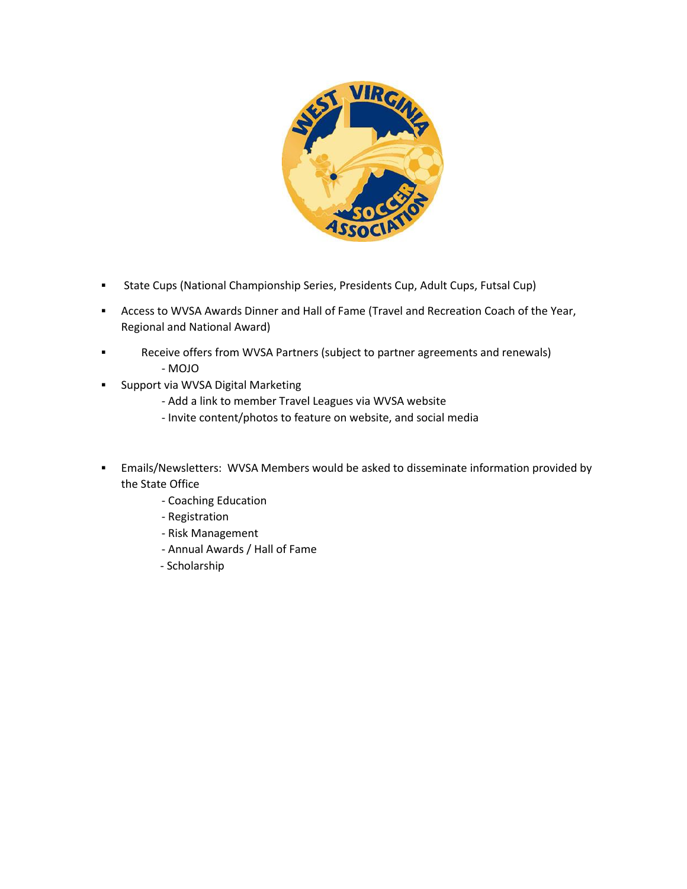- State Cups (National Championship Series, Presidents Cup, Adult Cups, Futsal Cup)
- Access to WVSA Awards Dinner and Hall of Fame (Travel and Recreation Coach of the Year, Regional and National Award)
- Receive offers from WVSA Partners (subject to partner agreements and renewals)
  - MOJO
- Support via WVSA Digital Marketing
  - Add a link to member Travel Leagues via WVSA website
  - Invite content/photos to feature on website, and social media
- Emails/Newsletters: WVSA Members would be asked to disseminate information provided by the State Office
  - Coaching Education
  - Registration
  - Risk Management
  - Annual Awards / Hall of Fame
  - Scholarship